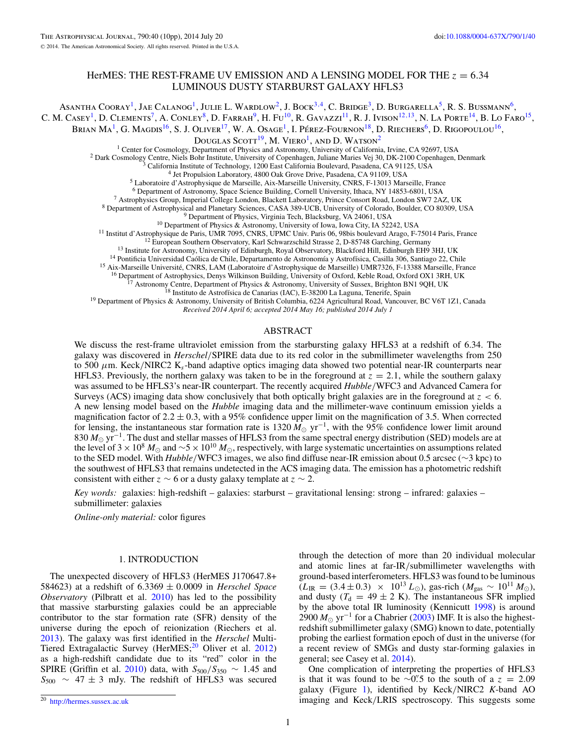# HerMES: THE REST-FRAME UV EMISSION AND A LENSING MODEL FOR THE $z = 6.34$ LUMINOUS DUSTY STARBURST GALAXY HFLS3

Asantha Cooray[1], Jae Calanog[1], Julie L. Wardlow[2], J. Bock[3,4], C. Bridge[3], D. Burgarella[5], R. S. Bussmann[6], C. M. Casey[1], D. Clements[7], A. Conley[8], D. Farrah[9], H. Fu[10], R. Gavazzi[11], R. J. Ivison[12,13], N. La Porte[14], B. Lo Faro[15], Brian Ma[1], G. Magdis[16], S. J. Oliver[17], W. A. Osage[1], I. Pérez-Fournon[18], D. Riechers[6], D. Rigopoulou[16], Douglas Scott[19], M. Viero[1], and D. Watson[2]

[1] Center for Cosmology, Department of Physics and Astronomy, University of California, Irvine, CA 92697, USA
[2] Dark Cosmology Centre, Niels Bohr Institute, University of Copenhagen, Juliane Maries Vej 30, DK-2100 Copenhagen, Denmark
[3] California Institute of Technology, 1200 East California Boulevard, Pasadena, CA 91125, USA
[4] Jet Propulsion Laboratory, 4800 Oak Grove Drive, Pasadena, CA 91109, USA
[5] Laboratoire d'Astrophysique de Marseille, Aix-Marseille University, CNRS, F-13013 Marseille, France
[6] Department of Astronomy, Space Science Building, Cornell University, Ithaca, NY 14853-6801, USA
[7] Astrophysics Group, Imperial College London, Blackett Laboratory, Prince Consort Road, London SW7 2AZ, UK
[8] Department of Astrophysical and Planetary Sciences, CASA 389-UCB, University of Colorado, Boulder, CO 80309, USA
[9] Department of Physics, Virginia Tech, Blacksburg, VA 24061, USA
[10] Department of Physics & Astronomy, University of Iowa, Iowa City, IA 52242, USA
[11] Institut d'Astrophysique de Paris, UMR 7095, CNRS, UPMC Univ. Paris 06, 98bis boulevard Arago, F-75014 Paris, France
[12] European Southern Observatory, Karl Schwarzschild Strasse 2, D-85748 Garching, Germany
[13] Institute for Astronomy, University of Edinburgh, Royal Observatory, Blackford Hill, Edinburgh EH9 3HJ, UK
[14] Pontificia Universidad Caólica de Chile, Departamento de Astronomía y Astrofísica, Casilla 306, Santiago 22, Chile
[15] Aix-Marseille Université, CNRS, LAM (Laboratoire d'Astrophysique de Marseille) UMR7326, F-13388 Marseille, France
[16] Department of Astrophysics, Denys Wilkinson Building, University of Oxford, Keble Road, Oxford OX1 3RH, UK
[17] Astronomy Centre, Department of Physics & Astronomy, University of Sussex, Brighton BN1 9QH, UK
[18] Instituto de Astrofísica de Canarias (IAC), E-38200 La Laguna, Tenerife, Spain
[19] Department of Physics & Astronomy, University of British Columbia, 6224 Agricultural Road, Vancouver, BC V6T 1Z1, Canada

*Received 2014 April 6; accepted 2014 May 16; published 2014 July 1*

## ABSTRACT

We discuss the rest-frame ultraviolet emission from the starbursting galaxy HFLS3 at a redshift of 6.34. The galaxy was discovered in *Herschel*/SPIRE data due to its red color in the submillimeter wavelengths from 250 to 500 $\mu$m. Keck/NIRC2 $K_s$-band adaptive optics imaging data showed two potential near-IR counterparts near HFLS3. Previously, the northern galaxy was taken to be in the foreground at $z = 2.1$, while the southern galaxy was assumed to be HFLS3's near-IR counterpart. The recently acquired *Hubble*/WFC3 and Advanced Camera for Surveys (ACS) imaging data show conclusively that both optically bright galaxies are in the foreground at $z < 6$. A new lensing model based on the *Hubble* imaging data and the millimeter-wave continuum emission yields a magnification factor of $2.2 \pm 0.3$, with a 95% confidence upper limit on the magnification of 3.5. When corrected for lensing, the instantaneous star formation rate is 1320 $M_\odot$ yr$^{-1}$, with the 95% confidence lower limit around 830 $M_\odot$ yr$^{-1}$. The dust and stellar masses of HFLS3 from the same spectral energy distribution (SED) models are at the level of $3 \times 10^8$ $M_\odot$ and $\sim 5 \times 10^{10}$ $M_\odot$, respectively, with large systematic uncertainties on assumptions related to the SED model. With *Hubble*/WFC3 images, we also find diffuse near-IR emission about 0.5 arcsec ($\sim$3 kpc) to the southwest of HFLS3 that remains undetected in the ACS imaging data. The emission has a photometric redshift consistent with either $z \sim 6$ or a dusty galaxy template at $z \sim 2$.

*Key words:* galaxies: high-redshift – galaxies: starburst – gravitational lensing: strong – infrared: galaxies – submillimeter: galaxies

*Online-only material:* color figures

## 1. INTRODUCTION

The unexpected discovery of HFLS3 (HerMES J170647.8+584623) at a redshift of $6.3369 \pm 0.0009$ in *Herschel Space Observatory* (Pilbratt et al. 2010) has led to the possibility that massive starbursting galaxies could be an appreciable contributor to the star formation rate (SFR) density of the universe during the epoch of reionization (Riechers et al. 2013). The galaxy was first identified in the *Herschel* Multi-Tiered Extragalactic Survey (HerMES;[20] Oliver et al. 2012) as a high-redshift candidate due to its "red" color in the SPIRE (Griffin et al. 2010) data, with $S_{500}/S_{350} \sim 1.45$ and $S_{500} \sim 47 \pm 3$ mJy. The redshift of HFLS3 was secured through the detection of more than 20 individual molecular and atomic lines at far-IR/submillimeter wavelengths with ground-based interferometers. HFLS3 was found to be luminous ($L_{\rm IR} = (3.4 \pm 0.3) \times 10^{13}\, L_\odot$), gas-rich ($M_{\rm gas} \sim 10^{11}\, M_\odot$), and dusty ($T_{\rm d} = 49 \pm 2$ K). The instantaneous SFR implied by the above total IR luminosity (Kennicutt 1998) is around 2900 $M_\odot$ yr$^{-1}$ for a Chabrier (2003) IMF. It is also the highest-redshift submillimeter galaxy (SMG) known to date, potentially probing the earliest formation epoch of dust in the universe (for a recent review of SMGs and dusty star-forming galaxies in general; see Casey et al. 2014).

One complication of interpreting the properties of HFLS3 is that it was found to be $\sim$0$''$.5 to the south of a $z = 2.09$ galaxy (Figure 1), identified by Keck/NIRC2 $K$-band AO imaging and Keck/LRIS spectroscopy. This suggests some

[20] http://hermes.sussex.ac.uk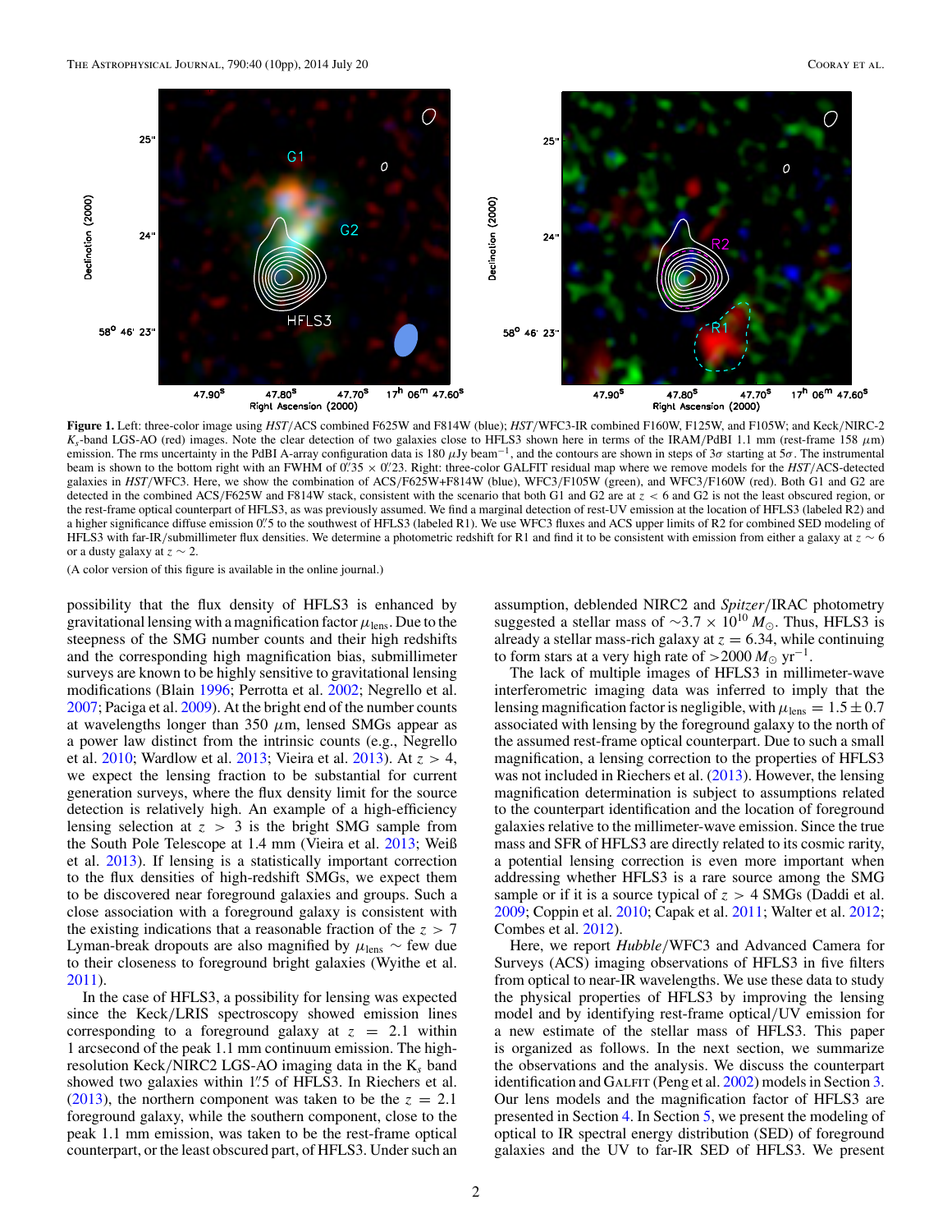**Figure 1.** Left: three-color image using *HST*/ACS combined F625W and F814W (blue); *HST*/WFC3-IR combined F160W, F125W, and F105W; and Keck/NIRC-2 $K_s$-band LGS-AO (red) images. Note the clear detection of two galaxies close to HFLS3 shown here in terms of the IRAM/PdBI 1.1 mm (rest-frame 158 $\mu$m) emission. The rms uncertainty in the PdBI A-array configuration data is 180 $\mu$Jy beam$^{-1}$, and the contours are shown in steps of 3$\sigma$ starting at 5$\sigma$. The instrumental beam is shown to the bottom right with an FWHM of 0.″35 × 0.″23. Right: three-color GALFIT residual map where we remove models for the *HST*/ACS-detected galaxies in *HST*/WFC3. Here, we show the combination of ACS/F625W+F814W (blue), WFC3/F105W (green), and WFC3/F160W (red). Both G1 and G2 are detected in the combined ACS/F625W and F814W stack, consistent with the scenario that both G1 and G2 are at $z < 6$ and G2 is not the least obscured region, or the rest-frame optical counterpart of HFLS3, as was previously assumed. We find a marginal detection of rest-UV emission at the location of HFLS3 (labeled R2) and a higher significance diffuse emission 0.″5 to the southwest of HFLS3 (labeled R1). We use WFC3 fluxes and ACS upper limits of R2 for combined SED modeling of HFLS3 with far-IR/submillimeter flux densities. We determine a photometric redshift for R1 and find it to be consistent with emission from either a galaxy at $z \sim 6$ or a dusty galaxy at $z \sim 2$.

(A color version of this figure is available in the online journal.)

possibility that the flux density of HFLS3 is enhanced by gravitational lensing with a magnification factor $\mu_{\rm lens}$. Due to the steepness of the SMG number counts and their high redshifts and the corresponding high magnification bias, submillimeter surveys are known to be highly sensitive to gravitational lensing modifications (Blain 1996; Perrotta et al. 2002; Negrello et al. 2007; Paciga et al. 2009). At the bright end of the number counts at wavelengths longer than 350 $\mu$m, lensed SMGs appear as a power law distinct from the intrinsic counts (e.g., Negrello et al. 2010; Wardlow et al. 2013; Vieira et al. 2013). At $z > 4$, we expect the lensing fraction to be substantial for current generation surveys, where the flux density limit for the source detection is relatively high. An example of a high-efficiency lensing selection at $z > 3$ is the bright SMG sample from the South Pole Telescope at 1.4 mm (Vieira et al. 2013; Weiß et al. 2013). If lensing is a statistically important correction to the flux densities of high-redshift SMGs, we expect them to be discovered near foreground galaxies and groups. Such a close association with a foreground galaxy is consistent with the existing indications that a reasonable fraction of the $z > 7$ Lyman-break dropouts are also magnified by $\mu_{\rm lens} \sim$ few due to their closeness to foreground bright galaxies (Wyithe et al. 2011).

In the case of HFLS3, a possibility for lensing was expected since the Keck/LRIS spectroscopy showed emission lines corresponding to a foreground galaxy at $z = 2.1$ within 1 arcsecond of the peak 1.1 mm continuum emission. The high-resolution Keck/NIRC2 LGS-AO imaging data in the $K_s$ band showed two galaxies within 1.″5 of HFLS3. In Riechers et al. (2013), the northern component was taken to be the $z = 2.1$ foreground galaxy, while the southern component, close to the peak 1.1 mm emission, was taken to be the rest-frame optical counterpart, or the least obscured part, of HFLS3. Under such an assumption, deblended NIRC2 and *Spitzer*/IRAC photometry suggested a stellar mass of $\sim 3.7 \times 10^{10}\, M_\odot$. Thus, HFLS3 is already a stellar mass-rich galaxy at $z = 6.34$, while continuing to form stars at a very high rate of $> 2000\, M_\odot$ yr$^{-1}$.

The lack of multiple images of HFLS3 in millimeter-wave interferometric imaging data was inferred to imply that the lensing magnification factor is negligible, with $\mu_{\rm lens} = 1.5 \pm 0.7$ associated with lensing by the foreground galaxy to the north of the assumed rest-frame optical counterpart. Due to such a small magnification, a lensing correction to the properties of HFLS3 was not included in Riechers et al. (2013). However, the lensing magnification determination is subject to assumptions related to the counterpart identification and the location of foreground galaxies relative to the millimeter-wave emission. Since the true mass and SFR of HFLS3 are directly related to its cosmic rarity, a potential lensing correction is even more important when addressing whether HFLS3 is a rare source among the SMG sample or if it is a source typical of $z > 4$ SMGs (Daddi et al. 2009; Coppin et al. 2010; Capak et al. 2011; Walter et al. 2012; Combes et al. 2012).

Here, we report *Hubble*/WFC3 and Advanced Camera for Surveys (ACS) imaging observations of HFLS3 in five filters from optical to near-IR wavelengths. We use these data to study the physical properties of HFLS3 by improving the lensing model and by identifying rest-frame optical/UV emission for a new estimate of the stellar mass of HFLS3. This paper is organized as follows. In the next section, we summarize the observations and the analysis. We discuss the counterpart identification and GALFIT (Peng et al. 2002) models in Section 3. Our lens models and the magnification factor of HFLS3 are presented in Section 4. In Section 5, we present the modeling of optical to IR spectral energy distribution (SED) of foreground galaxies and the UV to far-IR SED of HFLS3. We present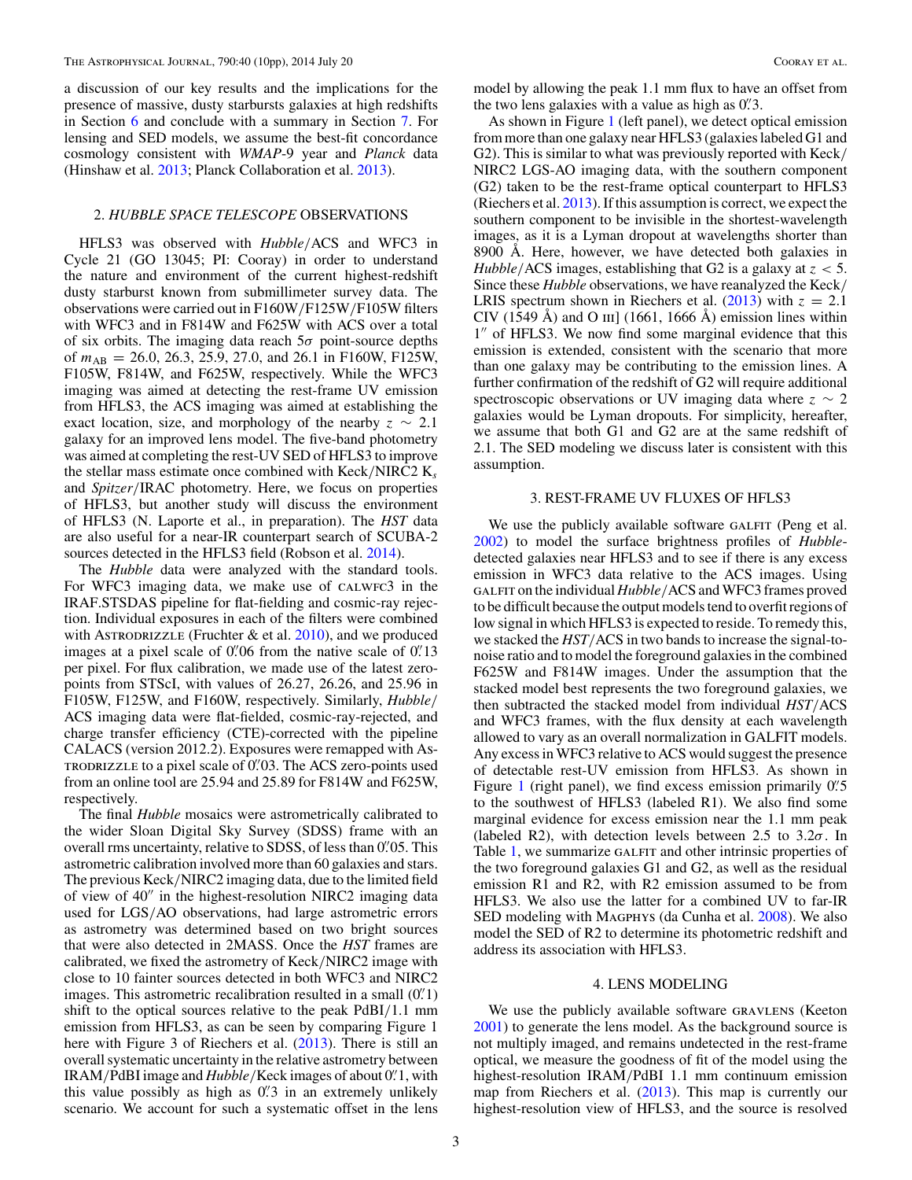a discussion of our key results and the implications for the presence of massive, dusty starbursts galaxies at high redshifts in Section 6 and conclude with a summary in Section 7. For lensing and SED models, we assume the best-fit concordance cosmology consistent with *WMAP*-9 year and *Planck* data (Hinshaw et al. 2013; Planck Collaboration et al. 2013).

## 2. *HUBBLE SPACE TELESCOPE* OBSERVATIONS

HFLS3 was observed with *Hubble*/ACS and WFC3 in Cycle 21 (GO 13045; PI: Cooray) in order to understand the nature and environment of the current highest-redshift dusty starburst known from submillimeter survey data. The observations were carried out in F160W/F125W/F105W filters with WFC3 and in F814W and F625W with ACS over a total of six orbits. The imaging data reach 5$\sigma$ point-source depths of $m_{\rm AB} = 26.0$, 26.3, 25.9, 27.0, and 26.1 in F160W, F125W, F105W, F814W, and F625W, respectively. While the WFC3 imaging was aimed at detecting the rest-frame UV emission from HFLS3, the ACS imaging was aimed at establishing the exact location, size, and morphology of the nearby $z \sim 2.1$ galaxy for an improved lens model. The five-band photometry was aimed at completing the rest-UV SED of HFLS3 to improve the stellar mass estimate once combined with Keck/NIRC2 $K_s$ and *Spitzer*/IRAC photometry. Here, we focus on properties of HFLS3, but another study will discuss the environment of HFLS3 (N. Laporte et al., in preparation). The *HST* data are also useful for a near-IR counterpart search of SCUBA-2 sources detected in the HFLS3 field (Robson et al. 2014).

The *Hubble* data were analyzed with the standard tools. For WFC3 imaging data, we make use of CALWFC3 in the IRAF.STSDAS pipeline for flat-fielding and cosmic-ray rejection. Individual exposures in each of the filters were combined with ASTRODRIZZLE (Fruchter & et al. 2010), and we produced images at a pixel scale of 0$''$.06 from the native scale of 0$''$.13 per pixel. For flux calibration, we made use of the latest zero-points from STScI, with values of 26.27, 26.26, and 25.96 in F105W, F125W, and F160W, respectively. Similarly, *Hubble*/ACS imaging data were flat-fielded, cosmic-ray-rejected, and charge transfer efficiency (CTE)-corrected with the pipeline CALACS (version 2012.2). Exposures were remapped with ASTRODRIZZLE to a pixel scale of 0$''$.03. The ACS zero-points used from an online tool are 25.94 and 25.89 for F814W and F625W, respectively.

The final *Hubble* mosaics were astrometrically calibrated to the wider Sloan Digital Sky Survey (SDSS) frame with an overall rms uncertainty, relative to SDSS, of less than 0$''$.05. This astrometric calibration involved more than 60 galaxies and stars. The previous Keck/NIRC2 imaging data, due to the limited field of view of 40$''$ in the highest-resolution NIRC2 imaging data used for LGS/AO observations, had large astrometric errors as astrometry was determined based on two bright sources that were also detected in 2MASS. Once the *HST* frames are calibrated, we fixed the astrometry of Keck/NIRC2 image with close to 10 fainter sources detected in both WFC3 and NIRC2 images. This astrometric recalibration resulted in a small (0$''$.1) shift to the optical sources relative to the peak PdBI/1.1 mm emission from HFLS3, as can be seen by comparing Figure 1 here with Figure 3 of Riechers et al. (2013). There is still an overall systematic uncertainty in the relative astrometry between IRAM/PdBI image and *Hubble*/Keck images of about 0$''$.1, with this value possibly as high as 0$''$.3 in an extremely unlikely scenario. We account for such a systematic offset in the lens model by allowing the peak 1.1 mm flux to have an offset from the two lens galaxies with a value as high as 0$''$.3.

As shown in Figure 1 (left panel), we detect optical emission from more than one galaxy near HFLS3 (galaxies labeled G1 and G2). This is similar to what was previously reported with Keck/NIRC2 LGS-AO imaging data, with the southern component (G2) taken to be the rest-frame optical counterpart to HFLS3 (Riechers et al. 2013). If this assumption is correct, we expect the southern component to be invisible in the shortest-wavelength images, as it is a Lyman dropout at wavelengths shorter than 8900 Å. Here, however, we have detected both galaxies in *Hubble*/ACS images, establishing that G2 is a galaxy at $z < 5$. Since these *Hubble* observations, we have reanalyzed the Keck/LRIS spectrum shown in Riechers et al. (2013) with $z = 2.1$ CIV (1549 Å) and O III] (1661, 1666 Å) emission lines within 1$''$ of HFLS3. We now find some marginal evidence that this emission is extended, consistent with the scenario that more than one galaxy may be contributing to the emission lines. A further confirmation of the redshift of G2 will require additional spectroscopic observations or UV imaging data where $z \sim 2$ galaxies would be Lyman dropouts. For simplicity, hereafter, we assume that both G1 and G2 are at the same redshift of 2.1. The SED modeling we discuss later is consistent with this assumption.

## 3. REST-FRAME UV FLUXES OF HFLS3

We use the publicly available software GALFIT (Peng et al. 2002) to model the surface brightness profiles of *Hubble*-detected galaxies near HFLS3 and to see if there is any excess emission in WFC3 data relative to the ACS images. Using GALFIT on the individual *Hubble*/ACS and WFC3 frames proved to be difficult because the output models tend to overfit regions of low signal in which HFLS3 is expected to reside. To remedy this, we stacked the *HST*/ACS in two bands to increase the signal-to-noise ratio and to model the foreground galaxies in the combined F625W and F814W images. Under the assumption that the stacked model best represents the two foreground galaxies, we then subtracted the stacked model from individual *HST*/ACS and WFC3 frames, with the flux density at each wavelength allowed to vary as an overall normalization in GALFIT models. Any excess in WFC3 relative to ACS would suggest the presence of detectable rest-UV emission from HFLS3. As shown in Figure 1 (right panel), we find excess emission primarily 0$''$.5 to the southwest of HFLS3 (labeled R1). We also find some marginal evidence for excess emission near the 1.1 mm peak (labeled R2), with detection levels between 2.5 to 3.2$\sigma$. In Table 1, we summarize GALFIT and other intrinsic properties of the two foreground galaxies G1 and G2, as well as the residual emission R1 and R2, with R2 emission assumed to be from HFLS3. We also use the latter for a combined UV to far-IR SED modeling with MAGPHYS (da Cunha et al. 2008). We also model the SED of R2 to determine its photometric redshift and address its association with HFLS3.

## 4. LENS MODELING

We use the publicly available software GRAVLENS (Keeton 2001) to generate the lens model. As the background source is not multiply imaged, and remains undetected in the rest-frame optical, we measure the goodness of fit of the model using the highest-resolution IRAM/PdBI 1.1 mm continuum emission map from Riechers et al. (2013). This map is currently our highest-resolution view of HFLS3, and the source is resolved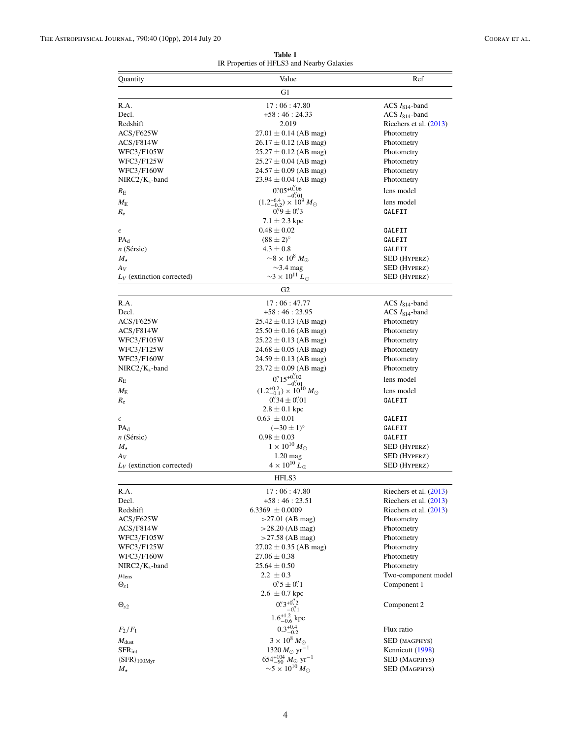**Table 1**
IR Properties of HFLS3 and Nearby Galaxies

| Quantity | Value | Ref |
|---|---|---|
| | G1 | |
| R.A. | 17 : 06 : 47.80 | ACS $I_{814}$-band |
| Decl. | +58 : 46 : 24.33 | ACS $I_{814}$-band |
| Redshift | 2.019 | Riechers et al. (2013) |
| ACS/F625W | 27.01 ± 0.14 (AB mag) | Photometry |
| ACS/F814W | 26.17 ± 0.12 (AB mag) | Photometry |
| WFC3/F105W | 25.27 ± 0.12 (AB mag) | Photometry |
| WFC3/F125W | 25.27 ± 0.04 (AB mag) | Photometry |
| WFC3/F160W | 24.57 ± 0.09 (AB mag) | Photometry |
| NIRC2/$K_s$-band | 23.94 ± 0.04 (AB mag) | Photometry |
| $R_E$ | $0''.05^{+0''.06}_{-0''.01}$ | lens model |
| $M_E$ | $(1.2^{+6.4}_{-0.2}) \times 10^9\ M_\odot$ | lens model |
| $R_e$ | $0''.9 \pm 0''.3$ | GALFIT |
| | 7.1 ± 2.3 kpc | |
| $\epsilon$ | 0.48 ± 0.02 | GALFIT |
| $\mathrm{PA_d}$ | $(88 \pm 2)^\circ$ | GALFIT |
| $n$ (Sérsic) | 4.3 ± 0.8 | GALFIT |
| $M_\star$ | $\sim 8 \times 10^8\ M_\odot$ | SED (HYPERZ) |
| $A_V$ | ∼3.4 mag | SED (HYPERZ) |
| $L_V$ (extinction corrected) | $\sim 3 \times 10^{11}\ L_\odot$ | SED (HYPERZ) |
| | G2 | |
| R.A. | 17 : 06 : 47.77 | ACS $I_{814}$-band |
| Decl. | +58 : 46 : 23.95 | ACS $I_{814}$-band |
| ACS/F625W | 25.42 ± 0.13 (AB mag) | Photometry |
| ACS/F814W | 25.50 ± 0.16 (AB mag) | Photometry |
| WFC3/F105W | 25.22 ± 0.13 (AB mag) | Photometry |
| WFC3/F125W | 24.68 ± 0.05 (AB mag) | Photometry |
| WFC3/F160W | 24.59 ± 0.13 (AB mag) | Photometry |
| NIRC2/$K_s$-band | 23.72 ± 0.09 (AB mag) | Photometry |
| $R_E$ | $0''.15^{+0''.02}_{-0''.01}$ | lens model |
| $M_E$ | $(1.2^{+0.2}_{-0.1}) \times 10^{10}\ M_\odot$ | lens model |
| $R_e$ | $0''.34 \pm 0''.01$ | GALFIT |
| | 2.8 ± 0.1 kpc | |
| $\epsilon$ | 0.63 ± 0.01 | GALFIT |
| $\mathrm{PA_d}$ | $(-30 \pm 1)^\circ$ | GALFIT |
| $n$ (Sérsic) | 0.98 ± 0.03 | GALFIT |
| $M_\star$ | $1 \times 10^{10}\ M_\odot$ | SED (HYPERZ) |
| $A_V$ | 1.20 mag | SED (HYPERZ) |
| $L_V$ (extinction corrected) | $4 \times 10^{10}\ L_\odot$ | SED (HYPERZ) |
| | HFLS3 | |
| R.A. | 17 : 06 : 47.80 | Riechers et al. (2013) |
| Decl. | +58 : 46 : 23.51 | Riechers et al. (2013) |
| Redshift | 6.3369 ± 0.0009 | Riechers et al. (2013) |
| ACS/F625W | >27.01 (AB mag) | Photometry |
| ACS/F814W | >28.20 (AB mag) | Photometry |
| WFC3/F105W | >27.58 (AB mag) | Photometry |
| WFC3/F125W | 27.02 ± 0.35 (AB mag) | Photometry |
| WFC3/F160W | 27.06 ± 0.38 | Photometry |
| NIRC2/$K_s$-band | 25.64 ± 0.50 | Photometry |
| $\mu_{\mathrm{lens}}$ | 2.2 ± 0.3 | Two-component model |
| $\Theta_{s1}$ | $0''.5 \pm 0''.1$ | Component 1 |
| | 2.6 ± 0.7 kpc | |
| $\Theta_{s2}$ | $0''.3^{+0''.2}_{-0''.1}$ | Component 2 |
| | $1.6^{+1.2}_{-0.6}$ kpc | |
| $F_2/F_1$ | $0.3^{+0.4}_{-0.2}$ | Flux ratio |
| $M_{\mathrm{dust}}$ | $3 \times 10^8\ M_\odot$ | SED (MAGPHYS) |
| $\mathrm{SFR_{int}}$ | $1320\ M_\odot\ \mathrm{yr}^{-1}$ | Kennicutt (1998) |
| $\langle\mathrm{SFR}\rangle_{100\mathrm{Myr}}$ | $654^{+104}_{-90}\ M_\odot\ \mathrm{yr}^{-1}$ | SED (MAGPHYS) |
| $M_\star$ | $\sim 5 \times 10^{10}\ M_\odot$ | SED (MAGPHYS) |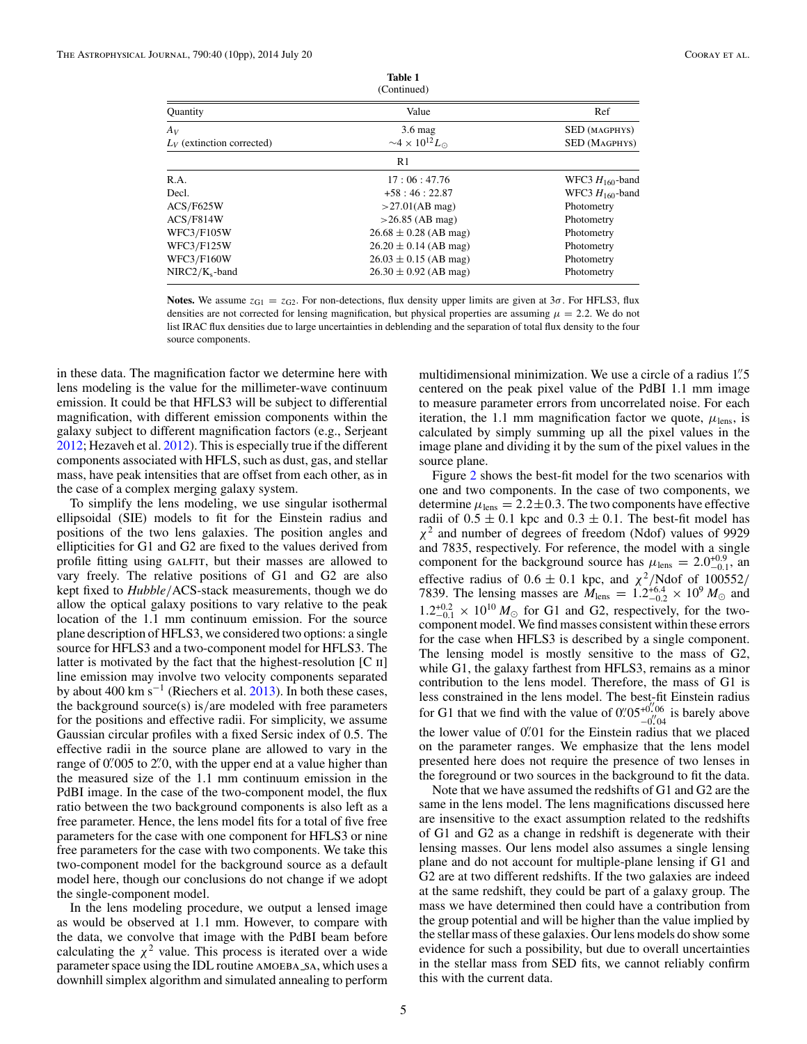**Table 1**
(Continued)

| Quantity | Value | Ref |
|---|---|---|
| $A_V$ | 3.6 mag | SED (MAGPHYS) |
| $L_V$ (extinction corrected) | $\sim 4 \times 10^{12} L_\odot$ | SED (MAGPHYS) |
| | R1 | |
| R.A. | 17 : 06 : 47.76 | WFC3 $H_{160}$-band |
| Decl. | +58 : 46 : 22.87 | WFC3 $H_{160}$-band |
| ACS/F625W | >27.01(AB mag) | Photometry |
| ACS/F814W | >26.85 (AB mag) | Photometry |
| WFC3/F105W | 26.68 ± 0.28 (AB mag) | Photometry |
| WFC3/F125W | 26.20 ± 0.14 (AB mag) | Photometry |
| WFC3/F160W | 26.03 ± 0.15 (AB mag) | Photometry |
| NIRC2/K$_s$-band | 26.30 ± 0.92 (AB mag) | Photometry |

**Notes.** We assume $z_{G1} = z_{G2}$. For non-detections, flux density upper limits are given at $3\sigma$. For HFLS3, flux densities are not corrected for lensing magnification, but physical properties are assuming $\mu = 2.2$. We do not list IRAC flux densities due to large uncertainties in deblending and the separation of total flux density to the four source components.

in these data. The magnification factor we determine here with lens modeling is the value for the millimeter-wave continuum emission. It could be that HFLS3 will be subject to differential magnification, with different emission components within the galaxy subject to different magnification factors (e.g., Serjeant 2012; Hezaveh et al. 2012). This is especially true if the different components associated with HFLS, such as dust, gas, and stellar mass, have peak intensities that are offset from each other, as in the case of a complex merging galaxy system.

To simplify the lens modeling, we use singular isothermal ellipsoidal (SIE) models to fit for the Einstein radius and positions of the two lens galaxies. The position angles and ellipticities for G1 and G2 are fixed to the values derived from profile fitting using GALFIT, but their masses are allowed to vary freely. The relative positions of G1 and G2 are also kept fixed to *Hubble*/ACS-stack measurements, though we do allow the optical galaxy positions to vary relative to the peak location of the 1.1 mm continuum emission. For the source plane description of HFLS3, we considered two options: a single source for HFLS3 and a two-component model for HFLS3. The latter is motivated by the fact that the highest-resolution [C II] line emission may involve two velocity components separated by about 400 km s$^{-1}$ (Riechers et al. 2013). In both these cases, the background source(s) is/are modeled with free parameters for the positions and effective radii. For simplicity, we assume Gaussian circular profiles with a fixed Sersic index of 0.5. The effective radii in the source plane are allowed to vary in the range of 0.″005 to 2.″0, with the upper end at a value higher than the measured size of the 1.1 mm continuum emission in the PdBI image. In the case of the two-component model, the flux ratio between the two background components is also left as a free parameter. Hence, the lens model fits for a total of five free parameters for the case with one component for HFLS3 or nine free parameters for the case with two components. We take this two-component model for the background source as a default model here, though our conclusions do not change if we adopt the single-component model.

In the lens modeling procedure, we output a lensed image as would be observed at 1.1 mm. However, to compare with the data, we convolve that image with the PdBI beam before calculating the $\chi^2$ value. This process is iterated over a wide parameter space using the IDL routine AMOEBA_SA, which uses a downhill simplex algorithm and simulated annealing to perform multidimensional minimization. We use a circle of a radius 1.″5 centered on the peak pixel value of the PdBI 1.1 mm image to measure parameter errors from uncorrelated noise. For each iteration, the 1.1 mm magnification factor we quote, $\mu_{\rm lens}$, is calculated by simply summing up all the pixel values in the image plane and dividing it by the sum of the pixel values in the source plane.

Figure 2 shows the best-fit model for the two scenarios with one and two components. In the case of two components, we determine $\mu_{\rm lens} = 2.2 \pm 0.3$. The two components have effective radii of $0.5 \pm 0.1$ kpc and $0.3 \pm 0.1$. The best-fit model has $\chi^2$ and number of degrees of freedom (Ndof) values of 9929 and 7835, respectively. For reference, the model with a single component for the background source has $\mu_{\rm lens} = 2.0^{+0.9}_{-0.1}$, an effective radius of $0.6 \pm 0.1$ kpc, and $\chi^2$/Ndof of 100552/7839. The lensing masses are $M_{\rm lens} = 1.2^{+6.4}_{-0.2} \times 10^9\, M_\odot$ and $1.2^{+0.2}_{-0.1} \times 10^{10}\, M_\odot$ for G1 and G2, respectively, for the two-component model. We find masses consistent within these errors for the case when HFLS3 is described by a single component. The lensing model is mostly sensitive to the mass of G2, while G1, the galaxy farthest from HFLS3, remains as a minor contribution to the lens model. Therefore, the mass of G1 is less constrained in the lens model. The best-fit Einstein radius for G1 that we find with the value of $0.''05^{+0.''06}_{-0.''04}$ is barely above the lower value of 0.″01 for the Einstein radius that we placed on the parameter ranges. We emphasize that the lens model presented here does not require the presence of two lenses in the foreground or two sources in the background to fit the data.

Note that we have assumed the redshifts of G1 and G2 are the same in the lens model. The lens magnifications discussed here are insensitive to the exact assumption related to the redshifts of G1 and G2 as a change in redshift is degenerate with their lensing masses. Our lens model also assumes a single lensing plane and do not account for multiple-plane lensing if G1 and G2 are at two different redshifts. If the two galaxies are indeed at the same redshift, they could be part of a galaxy group. The mass we have determined then could have a contribution from the group potential and will be higher than the value implied by the stellar mass of these galaxies. Our lens models do show some evidence for such a possibility, but due to overall uncertainties in the stellar mass from SED fits, we cannot reliably confirm this with the current data.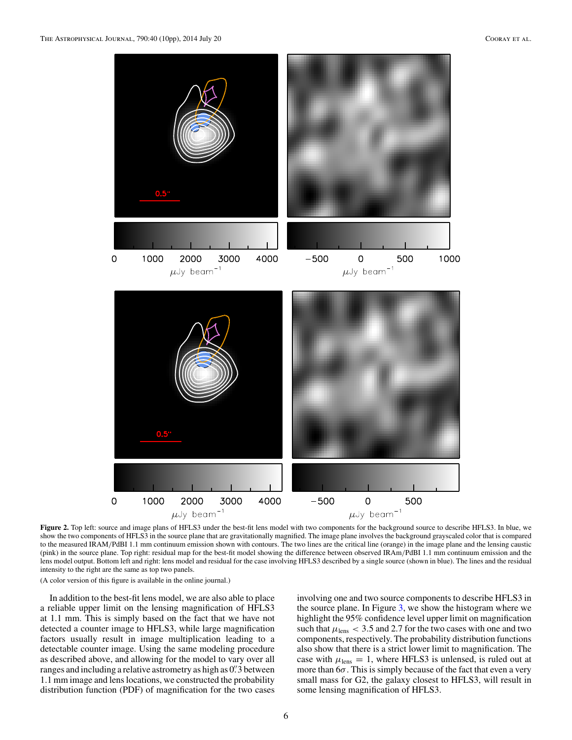**Figure 2.** Top left: source and image plans of HFLS3 under the best-fit lens model with two components for the background source to describe HFLS3. In blue, we show the two components of HFLS3 in the source plane that are gravitationally magnified. The image plane involves the background grayscaled color that is compared to the measured IRAM/PdBI 1.1 mm continuum emission shown with contours. The two lines are the critical line (orange) in the image plane and the lensing caustic (pink) in the source plane. Top right: residual map for the best-fit model showing the difference between observed IRAm/PdBI 1.1 mm continuum emission and the lens model output. Bottom left and right: lens model and residual for the case involving HFLS3 described by a single source (shown in blue). The lines and the residual intensity to the right are the same as top two panels.

(A color version of this figure is available in the online journal.)

In addition to the best-fit lens model, we are also able to place a reliable upper limit on the lensing magnification of HFLS3 at 1.1 mm. This is simply based on the fact that we have not detected a counter image to HFLS3, while large magnification factors usually result in image multiplication leading to a detectable counter image. Using the same modeling procedure as described above, and allowing for the model to vary over all ranges and including a relative astrometry as high as 0$''$.3 between 1.1 mm image and lens locations, we constructed the probability distribution function (PDF) of magnification for the two cases involving one and two source components to describe HFLS3 in the source plane. In Figure 3, we show the histogram where we highlight the 95% confidence level upper limit on magnification such that $\mu_{\rm lens} < 3.5$ and 2.7 for the two cases with one and two components, respectively. The probability distribution functions also show that there is a strict lower limit to magnification. The case with $\mu_{\rm lens} = 1$, where HFLS3 is unlensed, is ruled out at more than $6\sigma$. This is simply because of the fact that even a very small mass for G2, the galaxy closest to HFLS3, will result in some lensing magnification of HFLS3.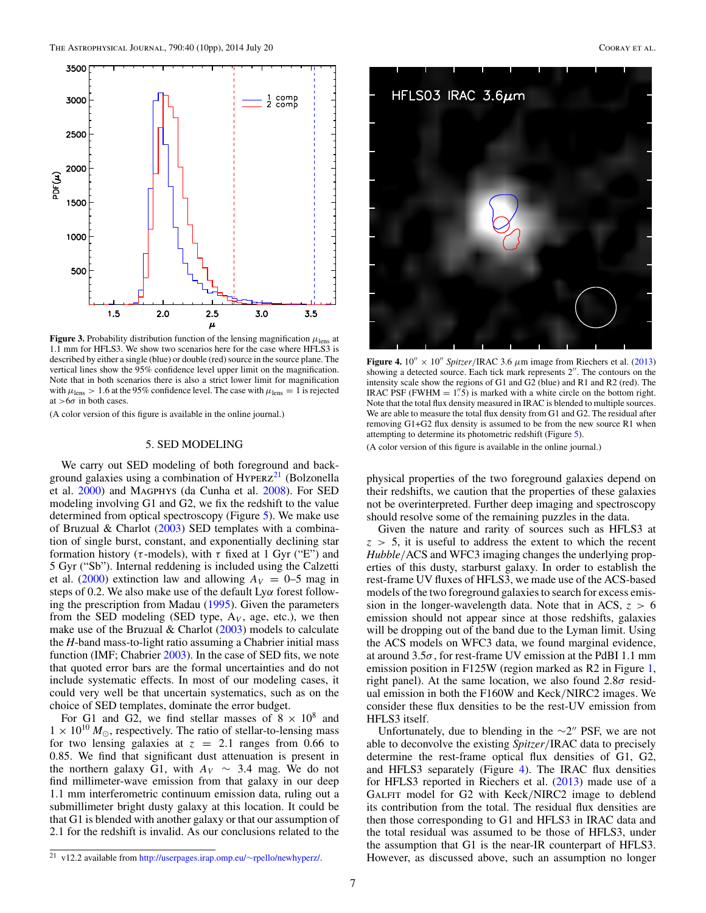**Figure 3.** Probability distribution function of the lensing magnification $\mu_{\rm lens}$ at 1.1 mm for HFLS3. We show two scenarios here for the case where HFLS3 is described by either a single (blue) or double (red) source in the source plane. The vertical lines show the 95% confidence level upper limit on the magnification. Note that in both scenarios there is also a strict lower limit for magnification with $\mu_{\rm lens} > 1.6$ at the 95% confidence level. The case with $\mu_{\rm lens} = 1$ is rejected at $>6\sigma$ in both cases.

(A color version of this figure is available in the online journal.)

**Figure 4.** $10'' \times 10''$ *Spitzer*/IRAC 3.6 $\mu$m image from Riechers et al. (2013) showing a detected source. Each tick mark represents $2''$. The contours on the intensity scale show the regions of G1 and G2 (blue) and R1 and R2 (red). The IRAC PSF (FWHM = $1\farcs5$) is marked with a white circle on the bottom right. Note that the total flux density measured in IRAC is blended to multiple sources. We are able to measure the total flux density from G1 and G2. The residual after removing G1+G2 flux density is assumed to be from the new source R1 when attempting to determine its photometric redshift (Figure 5).

(A color version of this figure is available in the online journal.)

## 5. SED MODELING

We carry out SED modeling of both foreground and background galaxies using a combination of HYPERZ[21] (Bolzonella et al. 2000) and MAGPHYS (da Cunha et al. 2008). For SED modeling involving G1 and G2, we fix the redshift to the value determined from optical spectroscopy (Figure 5). We make use of Bruzual & Charlot (2003) SED templates with a combination of single burst, constant, and exponentially declining star formation history ($\tau$-models), with $\tau$ fixed at 1 Gyr ("E") and 5 Gyr ("Sb"). Internal reddening is included using the Calzetti et al. (2000) extinction law and allowing $A_V = 0$–5 mag in steps of 0.2. We also make use of the default Ly$\alpha$ forest following the prescription from Madau (1995). Given the parameters from the SED modeling (SED type, $A_V$, age, etc.), we then make use of the Bruzual & Charlot (2003) models to calculate the *H*-band mass-to-light ratio assuming a Chabrier initial mass function (IMF; Chabrier 2003). In the case of SED fits, we note that quoted error bars are the formal uncertainties and do not include systematic effects. In most of our modeling cases, it could very well be that uncertain systematics, such as on the choice of SED templates, dominate the error budget.

For G1 and G2, we find stellar masses of $8 \times 10^8$ and $1 \times 10^{10}\,M_\odot$, respectively. The ratio of stellar-to-lensing mass for two lensing galaxies at $z = 2.1$ ranges from 0.66 to 0.85. We find that significant dust attenuation is present in the northern galaxy G1, with $A_V \sim 3.4$ mag. We do not find millimeter-wave emission from that galaxy in our deep 1.1 mm interferometric continuum emission data, ruling out a submillimeter bright dusty galaxy at this location. It could be that G1 is blended with another galaxy or that our assumption of 2.1 for the redshift is invalid. As our conclusions related to the physical properties of the two foreground galaxies depend on their redshifts, we caution that the properties of these galaxies not be overinterpreted. Further deep imaging and spectroscopy should resolve some of the remaining puzzles in the data.

Given the nature and rarity of sources such as HFLS3 at $z > 5$, it is useful to address the extent to which the recent *Hubble*/ACS and WFC3 imaging changes the underlying properties of this dusty, starburst galaxy. In order to establish the rest-frame UV fluxes of HFLS3, we made use of the ACS-based models of the two foreground galaxies to search for excess emission in the longer-wavelength data. Note that in ACS, $z > 6$ emission should not appear since at those redshifts, galaxies will be dropping out of the band due to the Lyman limit. Using the ACS models on WFC3 data, we found marginal evidence, at around $3.5\sigma$, for rest-frame UV emission at the PdBI 1.1 mm emission position in F125W (region marked as R2 in Figure 1, right panel). At the same location, we also found $2.8\sigma$ residual emission in both the F160W and Keck/NIRC2 images. We consider these flux densities to be the rest-UV emission from HFLS3 itself.

Unfortunately, due to blending in the $\sim 2''$ PSF, we are not able to deconvolve the existing *Spitzer*/IRAC data to precisely determine the rest-frame optical flux densities of G1, G2, and HFLS3 separately (Figure 4). The IRAC flux densities for HFLS3 reported in Riechers et al. (2013) made use of a GALFIT model for G2 with Keck/NIRC2 image to deblend its contribution from the total. The residual flux densities are then those corresponding to G1 and HFLS3 in IRAC data and the total residual was assumed to be those of HFLS3, under the assumption that G1 is the near-IR counterpart of HFLS3. However, as discussed above, such an assumption no longer

[21] v12.2 available from http://userpages.irap.omp.eu/~rpello/newhyperz/.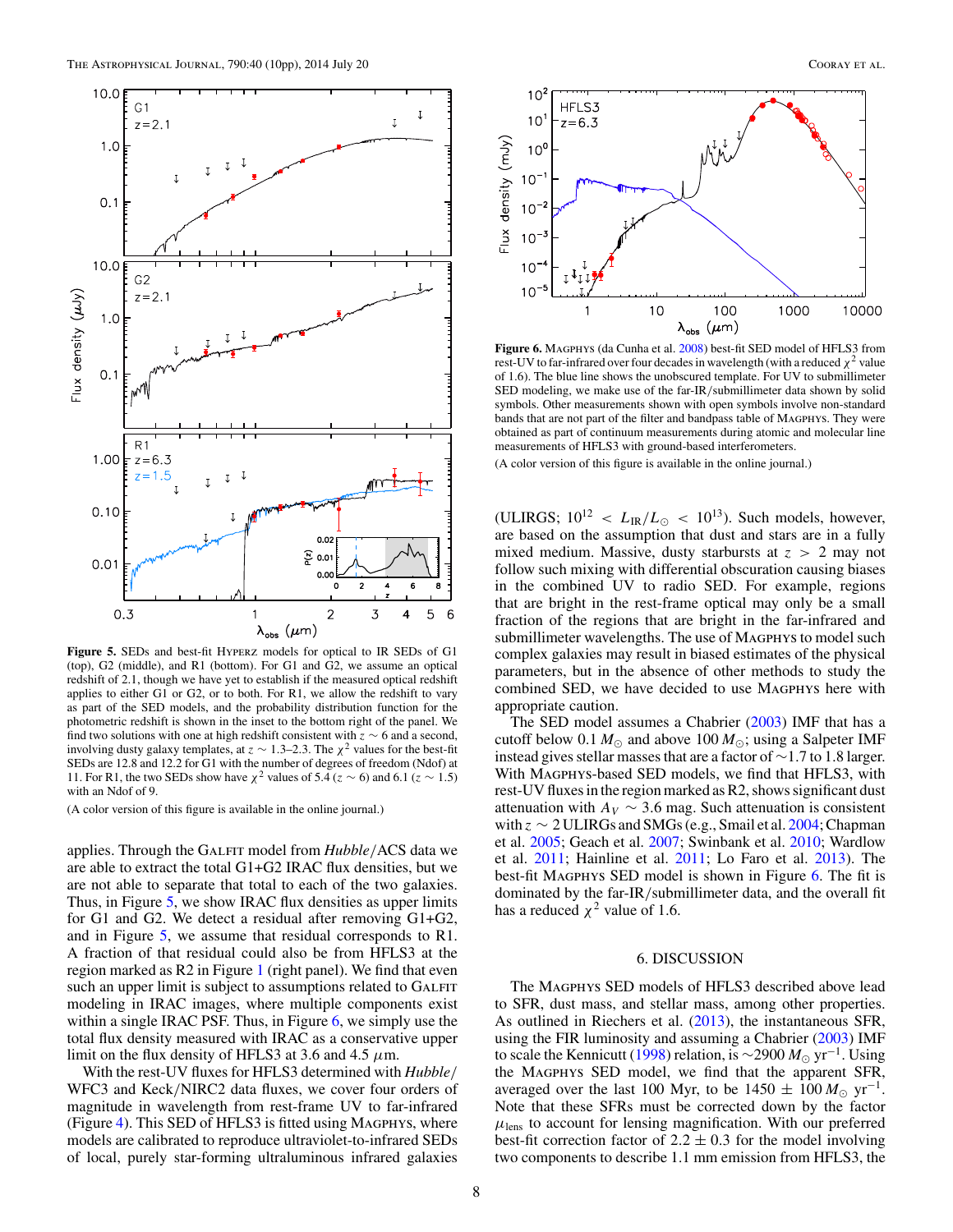**Figure 5.** SEDs and best-fit Hyperz models for optical to IR SEDs of G1 (top), G2 (middle), and R1 (bottom). For G1 and G2, we assume an optical redshift of 2.1, though we have yet to establish if the measured optical redshift applies to either G1 or G2, or to both. For R1, we allow the redshift to vary as part of the SED models, and the probability distribution function for the photometric redshift is shown in the inset to the bottom right of the panel. We find two solutions with one at high redshift consistent with $z \sim 6$ and a second, involving dusty galaxy templates, at $z \sim 1.3$–2.3. The $\chi^2$ values for the best-fit SEDs are 12.8 and 12.2 for G1 with the number of degrees of freedom (Ndof) at 11. For R1, the two SEDs show have $\chi^2$ values of 5.4 ($z \sim 6$) and 6.1 ($z \sim 1.5$) with an Ndof of 9.

(A color version of this figure is available in the online journal.)

applies. Through the Galfit model from *Hubble*/ACS data we are able to extract the total G1+G2 IRAC flux densities, but we are not able to separate that total to each of the two galaxies. Thus, in Figure 5, we show IRAC flux densities as upper limits for G1 and G2. We detect a residual after removing G1+G2, and in Figure 5, we assume that residual corresponds to R1. A fraction of that residual could also be from HFLS3 at the region marked as R2 in Figure 1 (right panel). We find that even such an upper limit is subject to assumptions related to Galfit modeling in IRAC images, where multiple components exist within a single IRAC PSF. Thus, in Figure 6, we simply use the total flux density measured with IRAC as a conservative upper limit on the flux density of HFLS3 at 3.6 and 4.5 $\mu$m.

With the rest-UV fluxes for HFLS3 determined with *Hubble*/WFC3 and Keck/NIRC2 data fluxes, we cover four orders of magnitude in wavelength from rest-frame UV to far-infrared (Figure 4). This SED of HFLS3 is fitted using Magphys, where models are calibrated to reproduce ultraviolet-to-infrared SEDs of local, purely star-forming ultraluminous infrared galaxies (ULIRGS; $10^{12} < L_{\rm IR}/L_\odot < 10^{13}$). Such models, however, are based on the assumption that dust and stars are in a fully mixed medium. Massive, dusty starbursts at $z > 2$ may not follow such mixing with differential obscuration causing biases in the combined UV to radio SED. For example, regions that are bright in the rest-frame optical may only be a small fraction of the regions that are bright in the far-infrared and submillimeter wavelengths. The use of Magphys to model such complex galaxies may result in biased estimates of the physical parameters, but in the absence of other methods to study the combined SED, we have decided to use Magphys here with appropriate caution.

The SED model assumes a Chabrier (2003) IMF that has a cutoff below 0.1 $M_\odot$ and above 100 $M_\odot$; using a Salpeter IMF instead gives stellar masses that are a factor of ~1.7 to 1.8 larger. With Magphys-based SED models, we find that HFLS3, with rest-UV fluxes in the region marked as R2, shows significant dust attenuation with $A_V \sim 3.6$ mag. Such attenuation is consistent with $z \sim 2$ ULIRGs and SMGs (e.g., Smail et al. 2004; Chapman et al. 2005; Geach et al. 2007; Swinbank et al. 2010; Wardlow et al. 2011; Hainline et al. 2011; Lo Faro et al. 2013). The best-fit Magphys SED model is shown in Figure 6. The fit is dominated by the far-IR/submillimeter data, and the overall fit has a reduced $\chi^2$ value of 1.6.

**Figure 6.** Magphys (da Cunha et al. 2008) best-fit SED model of HFLS3 from rest-UV to far-infrared over four decades in wavelength (with a reduced $\chi^2$ value of 1.6). The blue line shows the unobscured template. For UV to submillimeter SED modeling, we make use of the far-IR/submillimeter data shown by solid symbols. Other measurements shown with open symbols involve non-standard bands that are not part of the filter and bandpass table of Magphys. They were obtained as part of continuum measurements during atomic and molecular line measurements of HFLS3 with ground-based interferometers.

(A color version of this figure is available in the online journal.)

## 6. DISCUSSION

The Magphys SED models of HFLS3 described above lead to SFR, dust mass, and stellar mass, among other properties. As outlined in Riechers et al. (2013), the instantaneous SFR, using the FIR luminosity and assuming a Chabrier (2003) IMF to scale the Kennicutt (1998) relation, is ~2900 $M_\odot$ yr$^{-1}$. Using the Magphys SED model, we find that the apparent SFR, averaged over the last 100 Myr, to be 1450 ± 100 $M_\odot$ yr$^{-1}$. Note that these SFRs must be corrected down by the factor $\mu_{\rm lens}$ to account for lensing magnification. With our preferred best-fit correction factor of 2.2 ± 0.3 for the model involving two components to describe 1.1 mm emission from HFLS3, the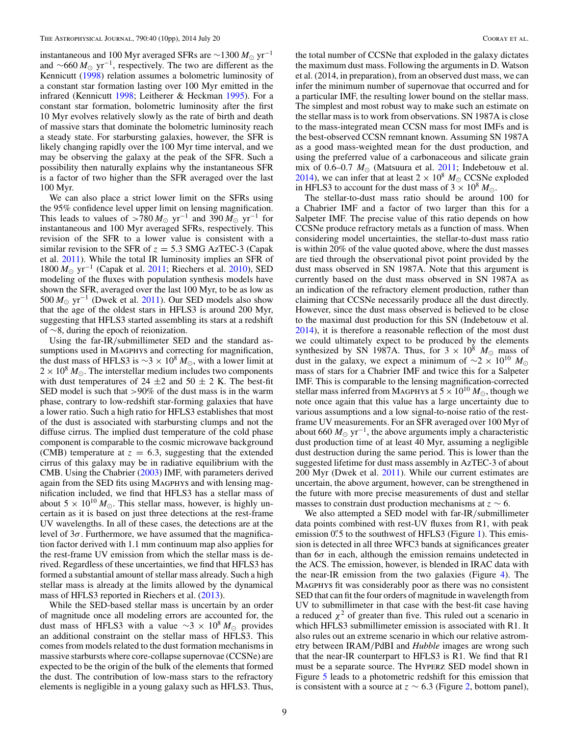instantaneous and 100 Myr averaged SFRs are $\sim 1300\,M_{\odot}$ yr$^{-1}$ and $\sim 660\,M_{\odot}$ yr$^{-1}$, respectively. The two are different as the Kennicutt (1998) relation assumes a bolometric luminosity of a constant star formation lasting over 100 Myr emitted in the infrared (Kennicutt 1998; Leitherer & Heckman 1995). For a constant star formation, bolometric luminosity after the first 10 Myr evolves relatively slowly as the rate of birth and death of massive stars that dominate the bolometric luminosity reach a steady state. For starbursting galaxies, however, the SFR is likely changing rapidly over the 100 Myr time interval, and we may be observing the galaxy at the peak of the SFR. Such a possibility then naturally explains why the instantaneous SFR is a factor of two higher than the SFR averaged over the last 100 Myr.

We can also place a strict lower limit on the SFRs using the 95% confidence level upper limit on lensing magnification. This leads to values of $>780\,M_{\odot}$ yr$^{-1}$ and $390\,M_{\odot}$ yr$^{-1}$ for instantaneous and 100 Myr averaged SFRs, respectively. This revision of the SFR to a lower value is consistent with a similar revision to the SFR of $z = 5.3$ SMG AzTEC-3 (Capak et al. 2011). While the total IR luminosity implies an SFR of $1800\,M_{\odot}$ yr$^{-1}$ (Capak et al. 2011; Riechers et al. 2010), SED modeling of the fluxes with population synthesis models have shown the SFR, averaged over the last 100 Myr, to be as low as $500\,M_{\odot}$ yr$^{-1}$ (Dwek et al. 2011). Our SED models also show that the age of the oldest stars in HFLS3 is around 200 Myr, suggesting that HFLS3 started assembling its stars at a redshift of $\sim$8, during the epoch of reionization.

Using the far-IR/submillimeter SED and the standard assumptions used in MAGPHYS and correcting for magnification, the dust mass of HFLS3 is $\sim 3 \times 10^{8}\,M_{\odot}$, with a lower limit at $2 \times 10^{8}\,M_{\odot}$. The interstellar medium includes two components with dust temperatures of $24 \pm 2$ and $50 \pm 2$ K. The best-fit SED model is such that $>$90% of the dust mass is in the warm phase, contrary to low-redshift star-forming galaxies that have a lower ratio. Such a high ratio for HFLS3 establishes that most of the dust is associated with starbursting clumps and not the diffuse cirrus. The implied dust temperature of the cold phase component is comparable to the cosmic microwave background (CMB) temperature at $z = 6.3$, suggesting that the extended cirrus of this galaxy may be in radiative equilibrium with the CMB. Using the Chabrier (2003) IMF, with parameters derived again from the SED fits using MAGPHYS and with lensing magnification included, we find that HFLS3 has a stellar mass of about $5 \times 10^{10}\,M_{\odot}$. This stellar mass, however, is highly uncertain as it is based on just three detections at the rest-frame UV wavelengths. In all of these cases, the detections are at the level of $3\sigma$. Furthermore, we have assumed that the magnification factor derived with 1.1 mm continuum map also applies for the rest-frame UV emission from which the stellar mass is derived. Regardless of these uncertainties, we find that HFLS3 has formed a substantial amount of stellar mass already. Such a high stellar mass is already at the limits allowed by the dynamical mass of HFLS3 reported in Riechers et al. (2013).

While the SED-based stellar mass is uncertain by an order of magnitude once all modeling errors are accounted for, the dust mass of HFLS3 with a value $\sim 3 \times 10^{8}\,M_{\odot}$ provides an additional constraint on the stellar mass of HFLS3. This comes from models related to the dust formation mechanisms in massive starbursts where core-collapse supernovae (CCSNe) are expected to be the origin of the bulk of the elements that formed the dust. The contribution of low-mass stars to the refractory elements is negligible in a young galaxy such as HFLS3. Thus, the total number of CCSNe that exploded in the galaxy dictates the maximum dust mass. Following the arguments in D. Watson et al. (2014, in preparation), from an observed dust mass, we can infer the minimum number of supernovae that occurred and for a particular IMF, the resulting lower bound on the stellar mass. The simplest and most robust way to make such an estimate on the stellar mass is to work from observations. SN 1987A is close to the mass-integrated mean CCSN mass for most IMFs and is the best-observed CCSN remnant known. Assuming SN 1987A as a good mass-weighted mean for the dust production, and using the preferred value of a carbonaceous and silicate grain mix of 0.6–0.7 $M_{\odot}$ (Matsuura et al. 2011; Indebetouw et al. 2014), we can infer that at least $2 \times 10^{8}\,M_{\odot}$ CCSNe exploded in HFLS3 to account for the dust mass of $3 \times 10^{8}\,M_{\odot}$.

The stellar-to-dust mass ratio should be around 100 for a Chabrier IMF and a factor of two larger than this for a Salpeter IMF. The precise value of this ratio depends on how CCSNe produce refractory metals as a function of mass. When considering model uncertainties, the stellar-to-dust mass ratio is within 20% of the value quoted above, where the dust masses are tied through the observational pivot point provided by the dust mass observed in SN 1987A. Note that this argument is currently based on the dust mass observed in SN 1987A as an indication of the refractory element production, rather than claiming that CCSNe necessarily produce all the dust directly. However, since the dust mass observed is believed to be close to the maximal dust production for this SN (Indebetouw et al. 2014), it is therefore a reasonable reflection of the most dust we could ultimately expect to be produced by the elements synthesized by SN 1987A. Thus, for $3 \times 10^{8}\,M_{\odot}$ mass of dust in the galaxy, we expect a minimum of $\sim 2 \times 10^{10}\,M_{\odot}$ mass of stars for a Chabrier IMF and twice this for a Salpeter IMF. This is comparable to the lensing magnification-corrected stellar mass inferred from MAGPHYS at $5 \times 10^{10}\,M_{\odot}$, though we note once again that this value has a large uncertainty due to various assumptions and a low signal-to-noise ratio of the rest-frame UV measurements. For an SFR averaged over 100 Myr of about $660\,M_{\odot}$ yr$^{-1}$, the above arguments imply a characteristic dust production time of at least 40 Myr, assuming a negligible dust destruction during the same period. This is lower than the suggested lifetime for dust mass assembly in AzTEC-3 of about 200 Myr (Dwek et al. 2011). While our current estimates are uncertain, the above argument, however, can be strengthened in the future with more precise measurements of dust and stellar masses to constrain dust production mechanisms at $z \sim 6$.

We also attempted a SED model with far-IR/submillimeter data points combined with rest-UV fluxes from R1, with peak emission 0.″5 to the southwest of HFLS3 (Figure 1). This emission is detected in all three WFC3 bands at significances greater than $6\sigma$ in each, although the emission remains undetected in the ACS. The emission, however, is blended in IRAC data with the near-IR emission from the two galaxies (Figure 4). The MAGPHYS fit was considerably poor as there was no consistent SED that can fit the four orders of magnitude in wavelength from UV to submillimeter in that case with the best-fit case having a reduced $\chi^2$ of greater than five. This ruled out a scenario in which HFLS3 submillimeter emission is associated with R1. It also rules out an extreme scenario in which our relative astrometry between IRAM/PdBI and *Hubble* images are wrong such that the near-IR counterpart to HFLS3 is R1. We find that R1 must be a separate source. The HYPERZ SED model shown in Figure 5 leads to a photometric redshift for this emission that is consistent with a source at $z \sim 6.3$ (Figure 2, bottom panel),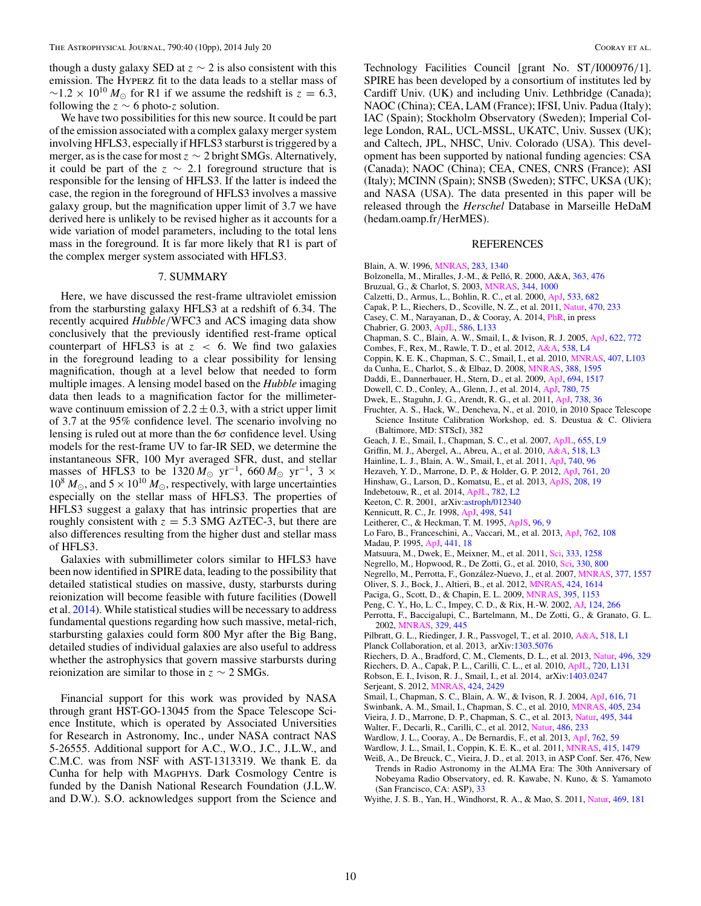though a dusty galaxy SED at $z \sim 2$ is also consistent with this emission. The HYPERZ fit to the data leads to a stellar mass of $\sim 1.2 \times 10^{10}\,M_{\odot}$ for R1 if we assume the redshift is $z = 6.3$, following the $z \sim 6$ photo-$z$ solution.

We have two possibilities for this new source. It could be part of the emission associated with a complex galaxy merger system involving HFLS3, especially if HFLS3 starburst is triggered by a merger, as is the case for most $z \sim 2$ bright SMGs. Alternatively, it could be part of the $z \sim 2.1$ foreground structure that is responsible for the lensing of HFLS3. If the latter is indeed the case, the region in the foreground of HFLS3 involves a massive galaxy group, but the magnification upper limit of 3.7 we have derived here is unlikely to be revised higher as it accounts for a wide variation of model parameters, including to the total lens mass in the foreground. It is far more likely that R1 is part of the complex merger system associated with HFLS3.

## 7. SUMMARY

Here, we have discussed the rest-frame ultraviolet emission from the starbursting galaxy HFLS3 at a redshift of 6.34. The recently acquired *Hubble*/WFC3 and ACS imaging data show conclusively that the previously identified rest-frame optical counterpart of HFLS3 is at $z < 6$. We find two galaxies in the foreground leading to a clear possibility for lensing magnification, though at a level below that needed to form multiple images. A lensing model based on the *Hubble* imaging data then leads to a magnification factor for the millimeter-wave continuum emission of $2.2 \pm 0.3$, with a strict upper limit of 3.7 at the 95% confidence level. The scenario involving no lensing is ruled out at more than the $6\sigma$ confidence level. Using models for the rest-frame UV to far-IR SED, we determine the instantaneous SFR, 100 Myr averaged SFR, dust, and stellar masses of HFLS3 to be $1320\,M_{\odot}\ \mathrm{yr}^{-1}$, $660\,M_{\odot}\ \mathrm{yr}^{-1}$, $3 \times 10^{8}\,M_{\odot}$, and $5 \times 10^{10}\,M_{\odot}$, respectively, with large uncertainties especially on the stellar mass of HFLS3. The properties of HFLS3 suggest a galaxy that has intrinsic properties that are roughly consistent with $z = 5.3$ SMG AzTEC-3, but there are also differences resulting from the higher dust and stellar mass of HFLS3.

Galaxies with submillimeter colors similar to HFLS3 have been now identified in SPIRE data, leading to the possibility that detailed statistical studies on massive, dusty, starbursts during reionization will become feasible with future facilities (Dowell et al. 2014). While statistical studies will be necessary to address fundamental questions regarding how such massive, metal-rich, starbursting galaxies could form 800 Myr after the Big Bang, detailed studies of individual galaxies are also useful to address whether the astrophysics that govern massive starbursts during reionization are similar to those in $z \sim 2$ SMGs.

Financial support for this work was provided by NASA through grant HST-GO-13045 from the Space Telescope Science Institute, which is operated by Associated Universities for Research in Astronomy, Inc., under NASA contract NAS 5-26555. Additional support for A.C., W.O., J.C., J.L.W., and C.M.C. was from NSF with AST-1313319. We thank E. da Cunha for help with MAGPHYS. Dark Cosmology Centre is funded by the Danish National Research Foundation (J.L.W. and D.W.). S.O. acknowledges support from the Science and Technology Facilities Council [grant No. ST/I000976/1]. SPIRE has been developed by a consortium of institutes led by Cardiff Univ. (UK) and including Univ. Lethbridge (Canada); NAOC (China); CEA, LAM (France); IFSI, Univ. Padua (Italy); IAC (Spain); Stockholm Observatory (Sweden); Imperial College London, RAL, UCL-MSSL, UKATC, Univ. Sussex (UK); and Caltech, JPL, NHSC, Univ. Colorado (USA). This development has been supported by national funding agencies: CSA (Canada); NAOC (China); CEA, CNES, CNRS (France); ASI (Italy); MCINN (Spain); SNSB (Sweden); STFC, UKSA (UK); and NASA (USA). The data presented in this paper will be released through the *Herschel* Database in Marseille HeDaM (hedam.oamp.fr/HerMES).

## REFERENCES

Blain, A. W. 1996, MNRAS, 283, 1340
Bolzonella, M., Miralles, J.-M., & Pelló, R. 2000, A&A, 363, 476
Bruzual, G., & Charlot, S. 2003, MNRAS, 344, 1000
Calzetti, D., Armus, L., Bohlin, R. C., et al. 2000, ApJ, 533, 682
Capak, P. L., Riechers, D., Scoville, N. Z., et al. 2011, Natur, 470, 233
Casey, C. M., Narayanan, D., & Cooray, A. 2014, PhR, in press
Chabrier, G. 2003, ApJL, 586, L133
Chapman, S. C., Blain, A. W., Smail, I., & Ivison, R. J. 2005, ApJ, 622, 772
Combes, F., Rex, M., Rawle, T. D., et al. 2012, A&A, 538, L4
Coppin, K. E. K., Chapman, S. C., Smail, I., et al. 2010, MNRAS, 407, L103
da Cunha, E., Charlot, S., & Elbaz, D. 2008, MNRAS, 388, 1595
Daddi, E., Dannerbauer, H., Stern, D., et al. 2009, ApJ, 694, 1517
Dowell, C. D., Conley, A., Glenn, J., et al. 2014, ApJ, 780, 75
Dwek, E., Staguhn, J. G., Arendt, R. G., et al. 2011, ApJ, 738, 36
Fruchter, A. S., Hack, W., Dencheva, N., et al. 2010, in 2010 Space Telescope Science Institute Calibration Workshop, ed. S. Deustua & C. Oliviera (Baltimore, MD: STScI), 382
Geach, J. E., Smail, I., Chapman, S. C., et al. 2007, ApJL, 655, L9
Griffin, M. J., Abergel, A., Abreu, A., et al. 2010, A&A, 518, L3
Hainline, L. J., Blain, A. W., Smail, I., et al. 2011, ApJ, 740, 96
Hezaveh, Y. D., Marrone, D. P., & Holder, G. P. 2012, ApJ, 761, 20
Hinshaw, G., Larson, D., Komatsu, E., et al. 2013, ApJS, 208, 19
Indebetouw, R., et al. 2014, ApJL, 782, L2
Keeton, C. R. 2001, arXiv:astroph/012340
Kennicutt, R. C., Jr. 1998, ApJ, 498, 541
Leitherer, C., & Heckman, T. M. 1995, ApJS, 96, 9
Lo Faro, B., Franceschini, A., Vaccari, M., et al. 2013, ApJ, 762, 108
Madau, P. 1995, ApJ, 441, 18
Matsuura, M., Dwek, E., Meixner, M., et al. 2011, Sci, 333, 1258
Negrello, M., Hopwood, R., De Zotti, G., et al. 2010, Sci, 330, 800
Negrello, M., Perrotta, F., González-Nuevo, J., et al. 2007, MNRAS, 377, 1557
Oliver, S. J., Bock, J., Altieri, B., et al. 2012, MNRAS, 424, 1614
Paciga, G., Scott, D., & Chapin, E. L. 2009, MNRAS, 395, 1153
Peng, C. Y., Ho, L. C., Impey, C. D., & Rix, H.-W. 2002, AJ, 124, 266
Perrotta, F., Baccigalupi, C., Bartelmann, M., De Zotti, G., & Granato, G. L. 2002, MNRAS, 329, 445
Pilbratt, G. L., Riedinger, J. R., Passvogel, T., et al. 2010, A&A, 518, L1
Planck Collaboration, et al. 2013, arXiv:1303.5076
Riechers, D. A., Bradford, C. M., Clements, D. L., et al. 2013, Natur, 496, 329
Riechers, D. A., Capak, P. L., Carilli, C. L., et al. 2010, ApJL, 720, L131
Robson, E. I., Ivison, R. J., Smail, I., et al. 2014, arXiv:1403.0247
Serjeant, S. 2012, MNRAS, 424, 2429
Smail, I., Chapman, S. C., Blain, A. W., & Ivison, R. J. 2004, ApJ, 616, 71
Swinbank, A. M., Smail, I., Chapman, S. C., et al. 2010, MNRAS, 405, 234
Vieira, J. D., Marrone, D. P., Chapman, S. C., et al. 2013, Natur, 495, 344
Walter, F., Decarli, R., Carilli, C., et al. 2012, Natur, 486, 233
Wardlow, J. L., Cooray, A., De Bernardis, F., et al. 2013, ApJ, 762, 59
Wardlow, J. L., Smail, I., Coppin, K. E. K., et al. 2011, MNRAS, 415, 1479
Weiß, A., De Breuck, C., Vieira, J. D., et al. 2013, in ASP Conf. Ser. 476, New Trends in Radio Astronomy in the ALMA Era: The 30th Anniversary of Nobeyama Radio Observatory, ed. R. Kawabe, N. Kuno, & S. Yamamoto (San Francisco, CA: ASP), 33
Wyithe, J. S. B., Yan, H., Windhorst, R. A., & Mao, S. 2011, Natur, 469, 181